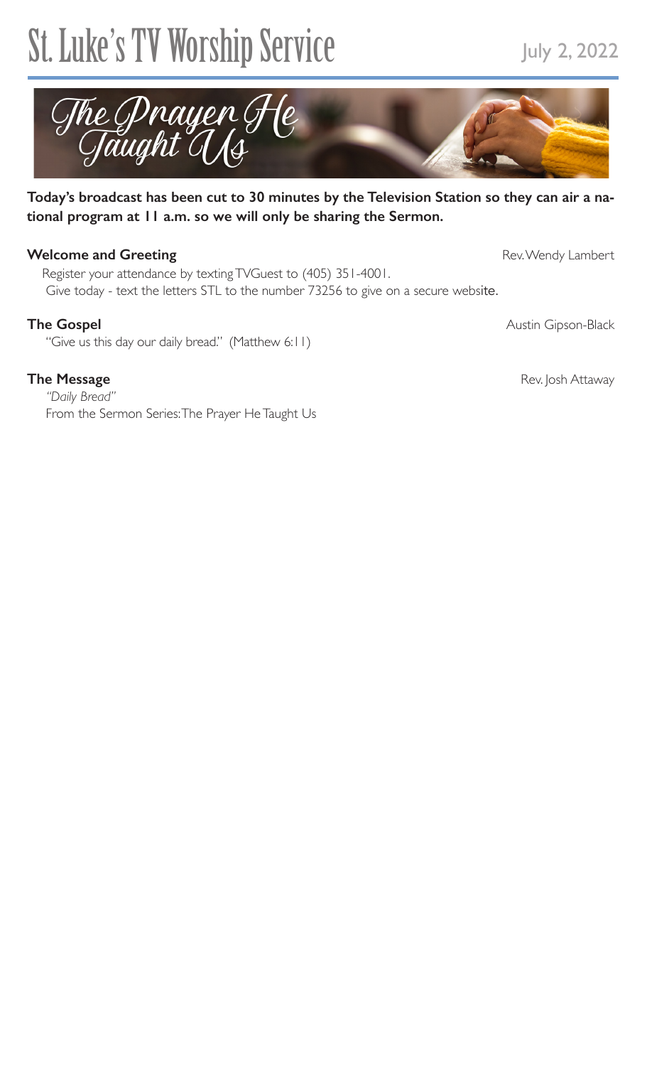# St. Luke's TV Worship Service

July 2, 2022

The Prayer He Taught Us

**Today's broadcast has been cut to 30 minutes by the Television Station so they can air a national program at 11 a.m. so we will only be sharing the Sermon.**

**Welcome and Greeting** Rev. Wendy Lambert

Register your attendance by texting TVGuest to (405) 351-4001.
Give today - text the letters STL to the number 73256 to give on a secure website.

**The Gospel** Austin Gipson-Black

"Give us this day our daily bread." (Matthew 6:11)

**The Message** Rev. Josh Attaway

*"Daily Bread"*
From the Sermon Series: The Prayer He Taught Us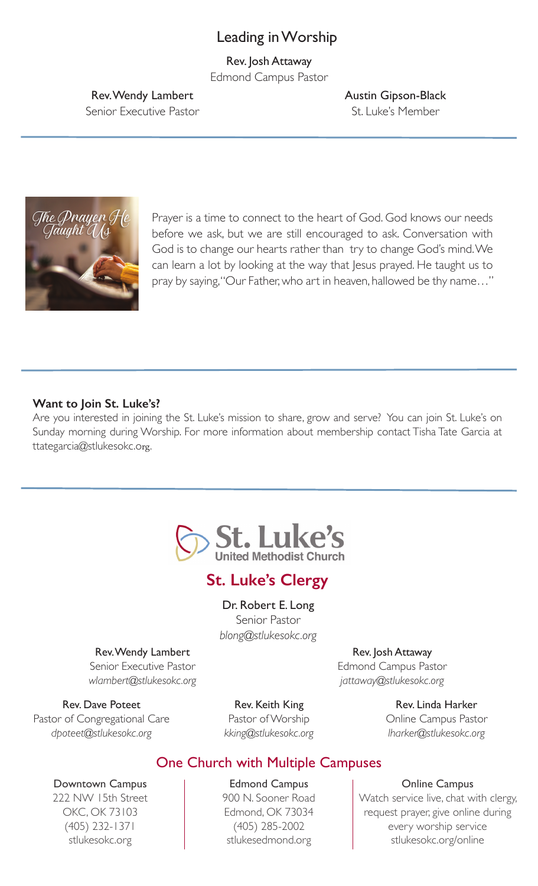## Leading in Worship

**Rev. Josh Attaway**
Edmond Campus Pastor

**Rev. Wendy Lambert**
Senior Executive Pastor

**Austin Gipson-Black**
St. Luke's Member

---

The Prayer He Taught Us

Prayer is a time to connect to the heart of God. God knows our needs before we ask, but we are still encouraged to ask. Conversation with God is to change our hearts rather than try to change God's mind. We can learn a lot by looking at the way that Jesus prayed. He taught us to pray by saying, "Our Father, who art in heaven, hallowed be thy name…"

---

**Want to Join St. Luke's?**

Are you interested in joining the St. Luke's mission to share, grow and serve? You can join St. Luke's on Sunday morning during Worship. For more information about membership contact Tisha Tate Garcia at ttategarcia@stlukesokc.org.

---

St. Luke's United Methodist Church

## St. Luke's Clergy

**Dr. Robert E. Long**
Senior Pastor
*blong@stlukesokc.org*

**Rev. Wendy Lambert**
Senior Executive Pastor
*wlambert@stlukesokc.org*

**Rev. Josh Attaway**
Edmond Campus Pastor
*jattaway@stlukesokc.org*

**Rev. Dave Poteet**
Pastor of Congregational Care
*dpoteet@stlukesokc.org*

**Rev. Keith King**
Pastor of Worship
*kking@stlukesokc.org*

**Rev. Linda Harker**
Online Campus Pastor
*lharker@stlukesokc.org*

## One Church with Multiple Campuses

**Downtown Campus**
222 NW 15th Street
OKC, OK 73103
(405) 232-1371
stlukesokc.org

**Edmond Campus**
900 N. Sooner Road
Edmond, OK 73034
(405) 285-2002
stlukesedmond.org

**Online Campus**
Watch service live, chat with clergy, request prayer, give online during every worship service
stlukesokc.org/online